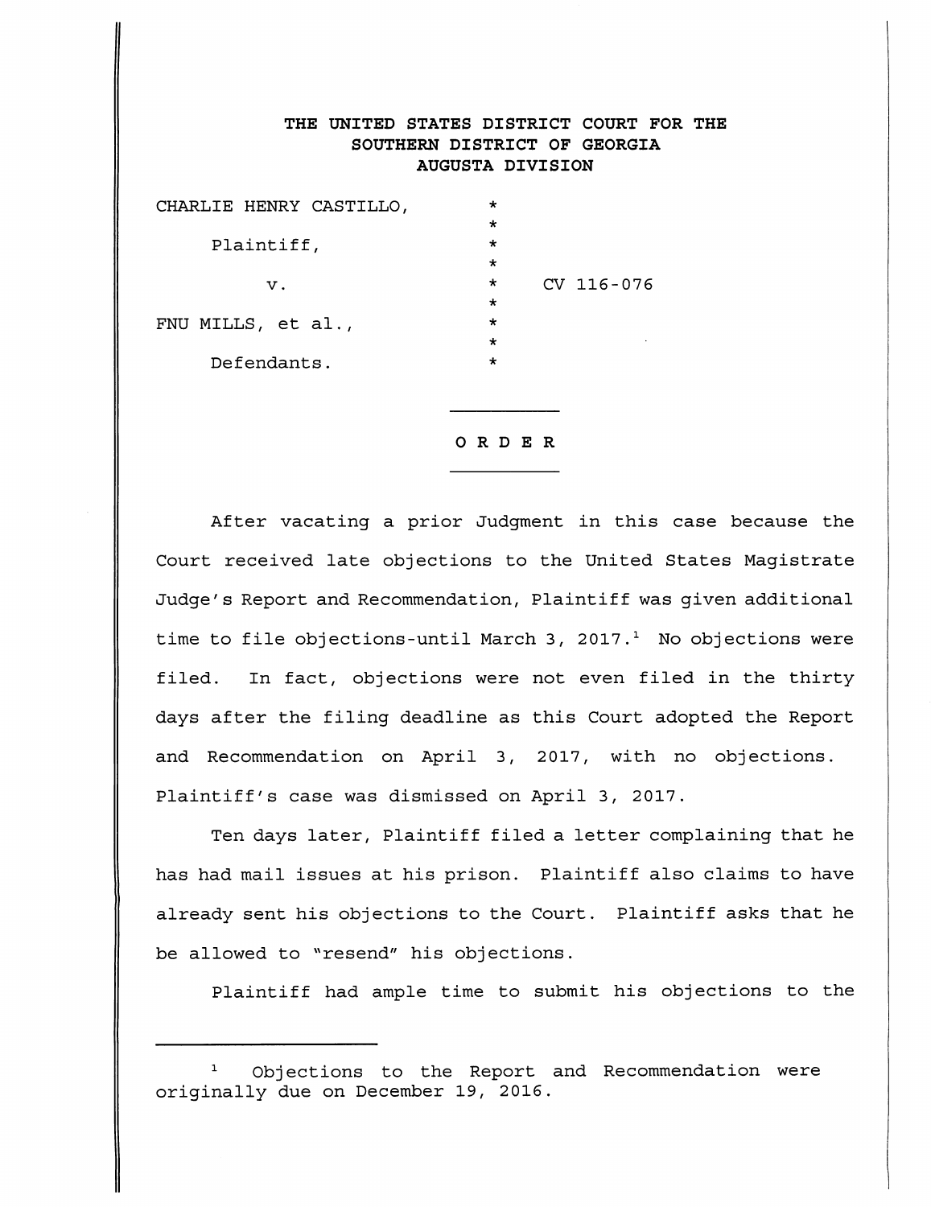# THE UNITED STATES DISTRICT COURT FOR THE SOUTHERN DISTRICT OF GEORGIA AUGUSTA DIVISION

| | | |
|---|---|---|
| CHARLIE HENRY CASTILLO, | * | |
| | * | |
| Plaintiff, | * | |
| | * | |
| v. | * | CV 116-076 |
| | * | |
| FNU MILLS, et al., | * | |
| | * | |
| Defendants. | * | |

## ORDER

After vacating a prior Judgment in this case because the Court received late objections to the United States Magistrate Judge's Report and Recommendation, Plaintiff was given additional time to file objections-until March 3, 2017.[1] No objections were filed. In fact, objections were not even filed in the thirty days after the filing deadline as this Court adopted the Report and Recommendation on April 3, 2017, with no objections. Plaintiff's case was dismissed on April 3, 2017.

Ten days later, Plaintiff filed a letter complaining that he has had mail issues at his prison. Plaintiff also claims to have already sent his objections to the Court. Plaintiff asks that he be allowed to "resend" his objections.

Plaintiff had ample time to submit his objections to the

---

[1] Objections to the Report and Recommendation were originally due on December 19, 2016.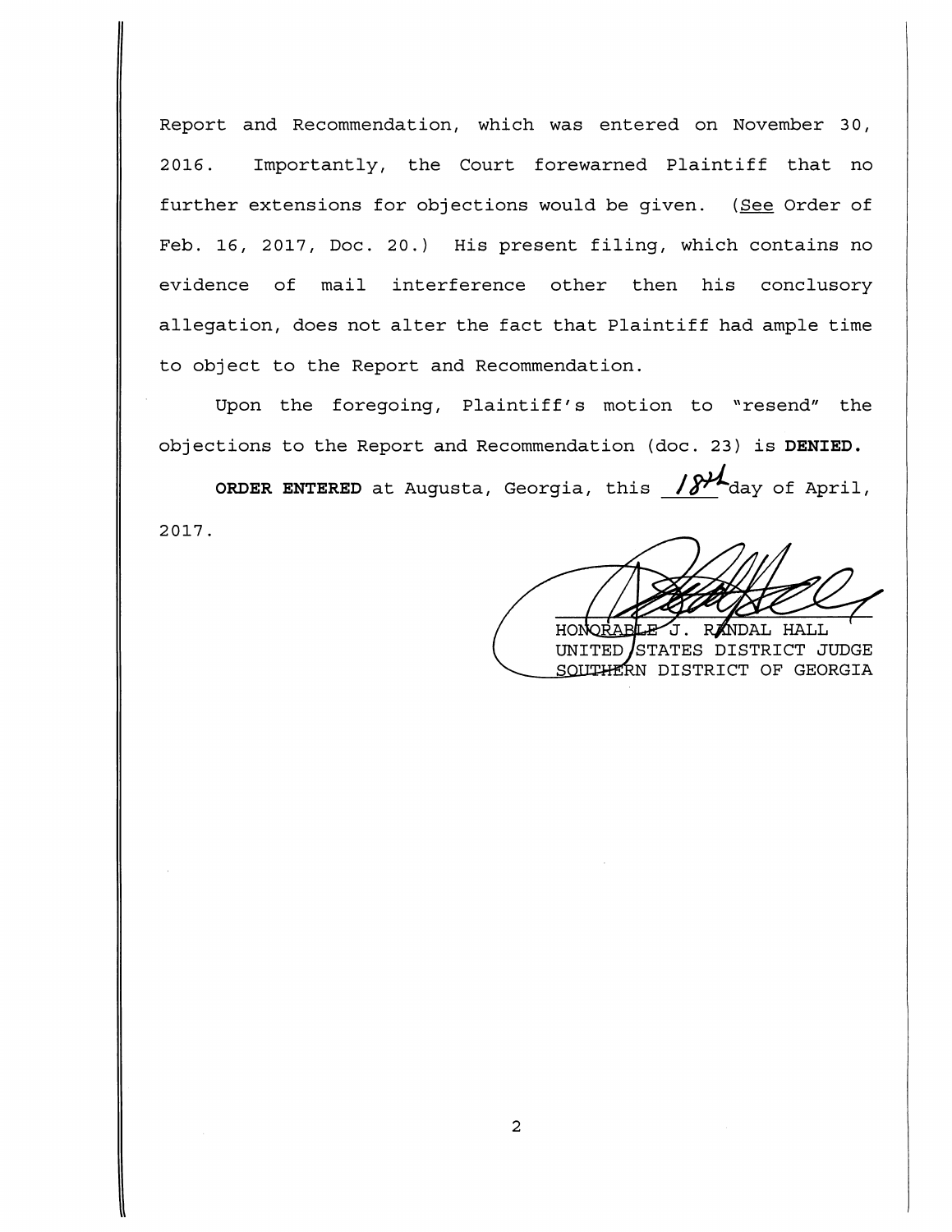Report and Recommendation, which was entered on November 30, 2016. Importantly, the Court forewarned Plaintiff that no further extensions for objections would be given. (See Order of Feb. 16, 2017, Doc. 20.) His present filing, which contains no evidence of mail interference other then his conclusory allegation, does not alter the fact that Plaintiff had ample time to object to the Report and Recommendation.

Upon the foregoing, Plaintiff's motion to "resend" the objections to the Report and Recommendation (doc. 23) is **DENIED.**

**ORDER ENTERED** at Augusta, Georgia, this 18th day of April, 2017.

HONORABLE J. RANDAL HALL
UNITED STATES DISTRICT JUDGE
SOUTHERN DISTRICT OF GEORGIA